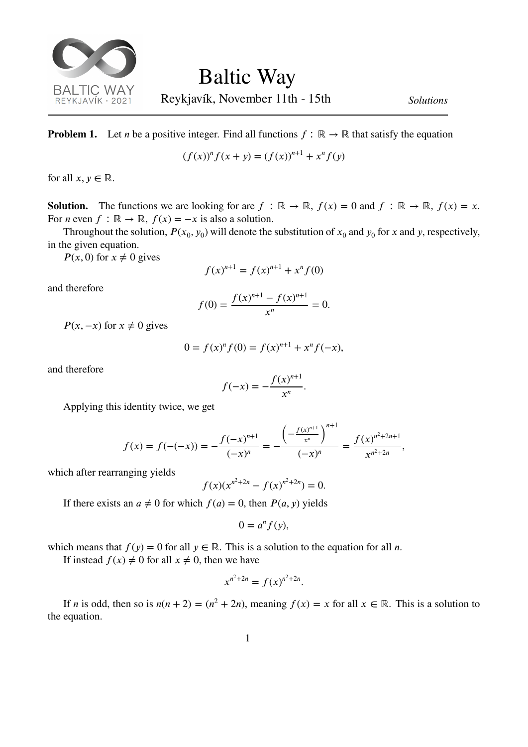# Baltic Way

Reykjavík, November 11th - 15th

*Solutions*

**Problem 1.** Let $n$ be a positive integer. Find all functions $f : \mathbb{R} \to \mathbb{R}$ that satisfy the equation

$$(f(x))^n f(x+y) = (f(x))^{n+1} + x^n f(y)$$

for all $x, y \in \mathbb{R}$.

**Solution.** The functions we are looking for are $f : \mathbb{R} \to \mathbb{R}$, $f(x) = 0$ and $f : \mathbb{R} \to \mathbb{R}$, $f(x) = x$. For $n$ even $f : \mathbb{R} \to \mathbb{R}$, $f(x) = -x$ is also a solution.

Throughout the solution, $P(x_0, y_0)$ will denote the substitution of $x_0$ and $y_0$ for $x$ and $y$, respectively, in the given equation.

$P(x, 0)$ for $x \neq 0$ gives

$$f(x)^{n+1} = f(x)^{n+1} + x^n f(0)$$

and therefore

$$f(0) = \frac{f(x)^{n+1} - f(x)^{n+1}}{x^n} = 0.$$

$P(x, -x)$ for $x \neq 0$ gives

$$0 = f(x)^n f(0) = f(x)^{n+1} + x^n f(-x),$$

and therefore

$$f(-x) = -\frac{f(x)^{n+1}}{x^n}.$$

Applying this identity twice, we get

$$f(x) = f(-(-x)) = -\frac{f(-x)^{n+1}}{(-x)^n} = -\frac{\left(-\frac{f(x)^{n+1}}{x^n}\right)^{n+1}}{(-x)^n} = \frac{f(x)^{n^2+2n+1}}{x^{n^2+2n}},$$

which after rearranging yields

$$f(x)(x^{n^2+2n} - f(x)^{n^2+2n}) = 0.$$

If there exists an $a \neq 0$ for which $f(a) = 0$, then $P(a, y)$ yields

$$0 = a^n f(y),$$

which means that $f(y) = 0$ for all $y \in \mathbb{R}$. This is a solution to the equation for all $n$.

If instead $f(x) \neq 0$ for all $x \neq 0$, then we have

$$x^{n^2+2n} = f(x)^{n^2+2n}.$$

If $n$ is odd, then so is $n(n+2) = (n^2 + 2n)$, meaning $f(x) = x$ for all $x \in \mathbb{R}$. This is a solution to the equation.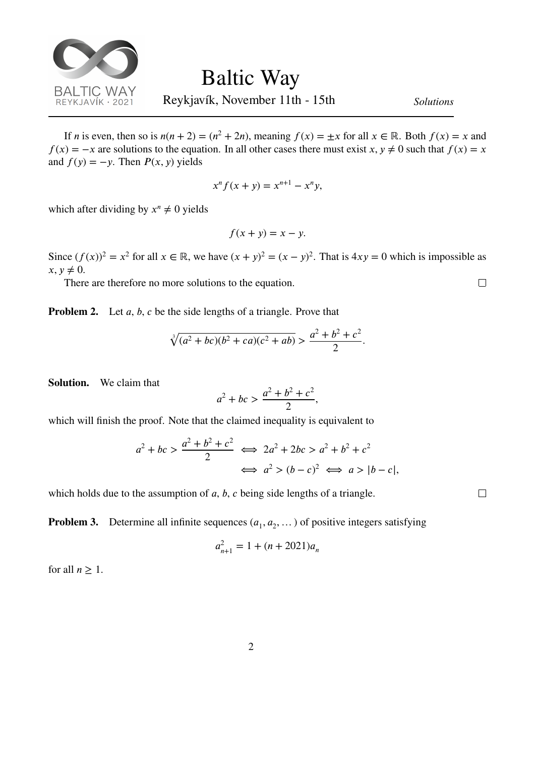If $n$ is even, then so is $n(n+2) = (n^2 + 2n)$, meaning $f(x) = \pm x$ for all $x \in \mathbb{R}$. Both $f(x) = x$ and $f(x) = -x$ are solutions to the equation. In all other cases there must exist $x, y \neq 0$ such that $f(x) = x$ and $f(y) = -y$. Then $P(x, y)$ yields

$$x^n f(x+y) = x^{n+1} - x^n y,$$

which after dividing by $x^n \neq 0$ yields

$$f(x+y) = x - y.$$

Since $(f(x))^2 = x^2$ for all $x \in \mathbb{R}$, we have $(x+y)^2 = (x-y)^2$. That is $4xy = 0$ which is impossible as $x, y \neq 0$.

There are therefore no more solutions to the equation. $\square$

**Problem 2.** Let $a$, $b$, $c$ be the side lengths of a triangle. Prove that

$$\sqrt[3]{(a^2+bc)(b^2+ca)(c^2+ab)} > \frac{a^2+b^2+c^2}{2}.$$

**Solution.** We claim that

$$a^2 + bc > \frac{a^2+b^2+c^2}{2},$$

which will finish the proof. Note that the claimed inequality is equivalent to

$$\begin{aligned} a^2 + bc > \frac{a^2+b^2+c^2}{2} &\iff 2a^2 + 2bc > a^2 + b^2 + c^2 \\ &\iff a^2 > (b-c)^2 \iff a > |b-c|, \end{aligned}$$

which holds due to the assumption of $a$, $b$, $c$ being side lengths of a triangle. $\square$

**Problem 3.** Determine all infinite sequences $(a_1, a_2, \dots)$ of positive integers satisfying

$$a_{n+1}^2 = 1 + (n+2021)a_n$$

for all $n \geq 1$.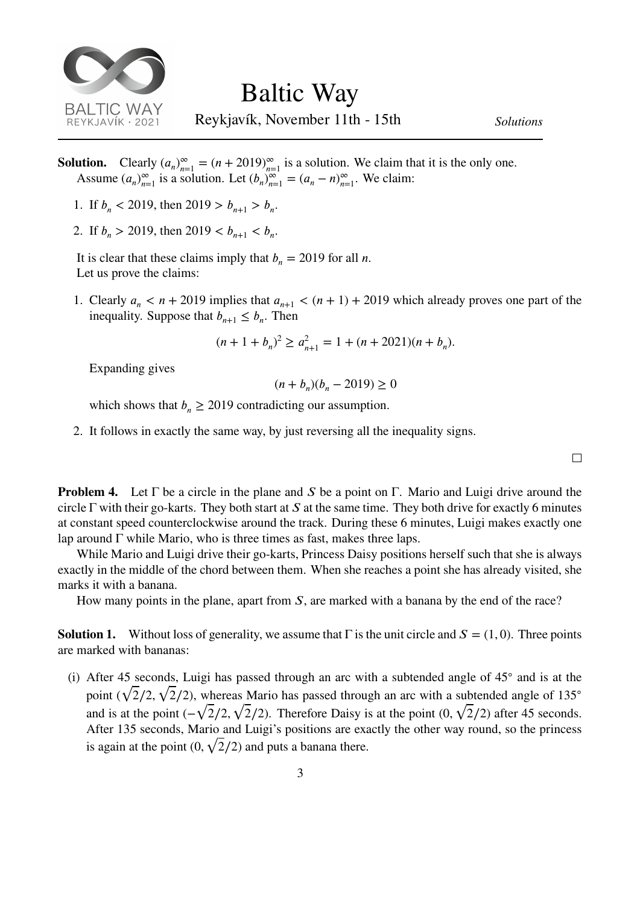**Solution.** Clearly $(a_n)_{n=1}^{\infty} = (n + 2019)_{n=1}^{\infty}$ is a solution. We claim that it is the only one.

Assume $(a_n)_{n=1}^{\infty}$ is a solution. Let $(b_n)_{n=1}^{\infty} = (a_n - n)_{n=1}^{\infty}$. We claim:

1. If $b_n < 2019$, then $2019 > b_{n+1} > b_n$.
2. If $b_n > 2019$, then $2019 < b_{n+1} < b_n$.

It is clear that these claims imply that $b_n = 2019$ for all $n$.

Let us prove the claims:

1. Clearly $a_n < n + 2019$ implies that $a_{n+1} < (n + 1) + 2019$ which already proves one part of the inequality. Suppose that $b_{n+1} \leq b_n$. Then

$$(n + 1 + b_n)^2 \geq a_{n+1}^2 = 1 + (n + 2021)(n + b_n).$$

Expanding gives

$$(n + b_n)(b_n - 2019) \geq 0$$

which shows that $b_n \geq 2019$ contradicting our assumption.

2. It follows in exactly the same way, by just reversing all the inequality signs.

□

**Problem 4.** Let $\Gamma$ be a circle in the plane and $S$ be a point on $\Gamma$. Mario and Luigi drive around the circle $\Gamma$ with their go-karts. They both start at $S$ at the same time. They both drive for exactly 6 minutes at constant speed counterclockwise around the track. During these 6 minutes, Luigi makes exactly one lap around $\Gamma$ while Mario, who is three times as fast, makes three laps.

While Mario and Luigi drive their go-karts, Princess Daisy positions herself such that she is always exactly in the middle of the chord between them. When she reaches a point she has already visited, she marks it with a banana.

How many points in the plane, apart from $S$, are marked with a banana by the end of the race?

**Solution 1.** Without loss of generality, we assume that $\Gamma$ is the unit circle and $S = (1, 0)$. Three points are marked with bananas:

(i) After 45 seconds, Luigi has passed through an arc with a subtended angle of $45°$ and is at the point $(\sqrt{2}/2, \sqrt{2}/2)$, whereas Mario has passed through an arc with a subtended angle of $135°$ and is at the point $(-\sqrt{2}/2, \sqrt{2}/2)$. Therefore Daisy is at the point $(0, \sqrt{2}/2)$ after 45 seconds. After 135 seconds, Mario and Luigi's positions are exactly the other way round, so the princess is again at the point $(0, \sqrt{2}/2)$ and puts a banana there.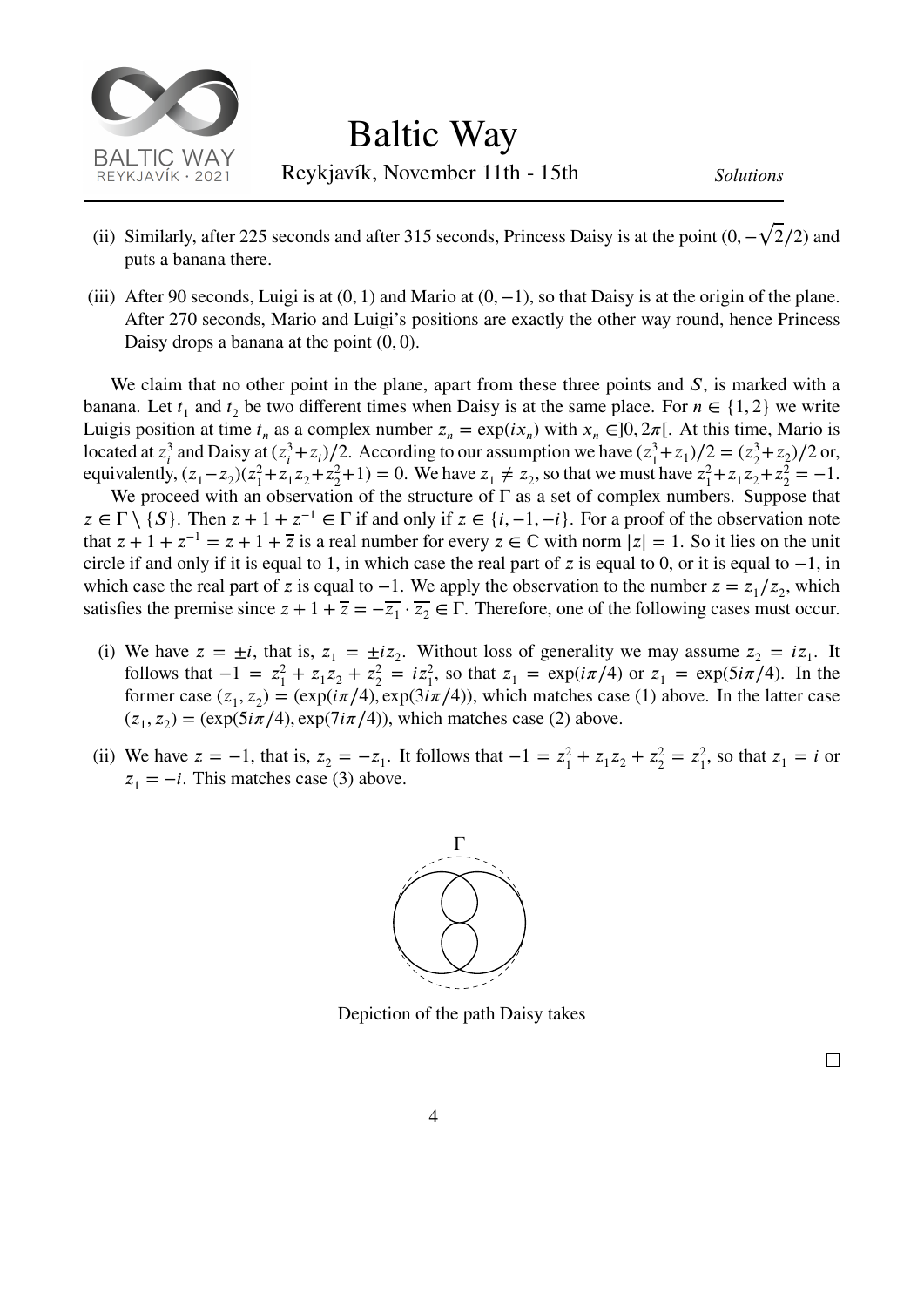(ii) Similarly, after 225 seconds and after 315 seconds, Princess Daisy is at the point $(0, -\sqrt{2}/2)$ and puts a banana there.

(iii) After 90 seconds, Luigi is at $(0, 1)$ and Mario at $(0, -1)$, so that Daisy is at the origin of the plane. After 270 seconds, Mario and Luigi's positions are exactly the other way round, hence Princess Daisy drops a banana at the point $(0, 0)$.

We claim that no other point in the plane, apart from these three points and $S$, is marked with a banana. Let $t_1$ and $t_2$ be two different times when Daisy is at the same place. For $n \in \{1, 2\}$ we write Luigis position at time $t_n$ as a complex number $z_n = \exp(ix_n)$ with $x_n \in ]0, 2\pi[$. At this time, Mario is located at $z_i^3$ and Daisy at $(z_i^3 + z_i)/2$. According to our assumption we have $(z_1^3 + z_1)/2 = (z_2^3 + z_2)/2$ or, equivalently, $(z_1 - z_2)(z_1^2 + z_1z_2 + z_2^2 + 1) = 0$. We have $z_1 \neq z_2$, so that we must have $z_1^2 + z_1z_2 + z_2^2 = -1$.

We proceed with an observation of the structure of $\Gamma$ as a set of complex numbers. Suppose that $z \in \Gamma \setminus \{S\}$. Then $z + 1 + z^{-1} \in \Gamma$ if and only if $z \in \{i, -1, -i\}$. For a proof of the observation note that $z + 1 + z^{-1} = z + 1 + \overline{z}$ is a real number for every $z \in \mathbb{C}$ with norm $|z| = 1$. So it lies on the unit circle if and only if it is equal to 1, in which case the real part of $z$ is equal to 0, or it is equal to $-1$, in which case the real part of $z$ is equal to $-1$. We apply the observation to the number $z = z_1/z_2$, which satisfies the premise since $z + 1 + \overline{z} = -\overline{z_1} \cdot \overline{z_2} \in \Gamma$. Therefore, one of the following cases must occur.

(i) We have $z = \pm i$, that is, $z_1 = \pm iz_2$. Without loss of generality we may assume $z_2 = iz_1$. It follows that $-1 = z_1^2 + z_1z_2 + z_2^2 = iz_1^2$, so that $z_1 = \exp(i\pi/4)$ or $z_1 = \exp(5i\pi/4)$. In the former case $(z_1, z_2) = (\exp(i\pi/4), \exp(3i\pi/4))$, which matches case (1) above. In the latter case $(z_1, z_2) = (\exp(5i\pi/4), \exp(7i\pi/4))$, which matches case (2) above.

(ii) We have $z = -1$, that is, $z_2 = -z_1$. It follows that $-1 = z_1^2 + z_1z_2 + z_2^2 = z_1^2$, so that $z_1 = i$ or $z_1 = -i$. This matches case (3) above.

Depiction of the path Daisy takes

□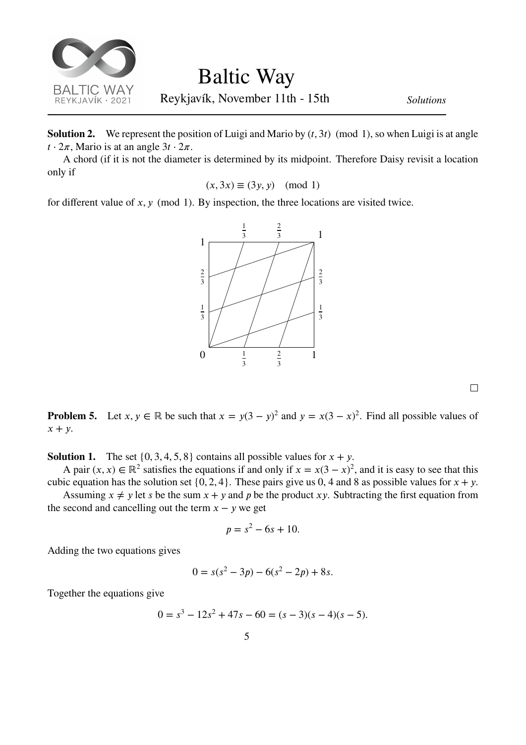**Solution 2.** We represent the position of Luigi and Mario by $(t, 3t) \pmod 1$, so when Luigi is at angle $t \cdot 2\pi$, Mario is at an angle $3t \cdot 2\pi$.

A chord (if it is not the diameter is determined by its midpoint. Therefore Daisy revisit a location only if

$$(x, 3x) \equiv (3y, y) \pmod 1$$

for different value of $x, y \pmod 1$. By inspection, the three locations are visited twice.

□

**Problem 5.** Let $x, y \in \mathbb{R}$ be such that $x = y(3-y)^2$ and $y = x(3-x)^2$. Find all possible values of $x + y$.

**Solution 1.** The set $\{0, 3, 4, 5, 8\}$ contains all possible values for $x + y$.

A pair $(x, x) \in \mathbb{R}^2$ satisfies the equations if and only if $x = x(3-x)^2$, and it is easy to see that this cubic equation has the solution set $\{0, 2, 4\}$. These pairs give us 0, 4 and 8 as possible values for $x + y$.

Assuming $x \neq y$ let $s$ be the sum $x + y$ and $p$ be the product $xy$. Subtracting the first equation from the second and cancelling out the term $x - y$ we get

$$p = s^2 - 6s + 10.$$

Adding the two equations gives

$$0 = s(s^2 - 3p) - 6(s^2 - 2p) + 8s.$$

Together the equations give

$$0 = s^3 - 12s^2 + 47s - 60 = (s-3)(s-4)(s-5).$$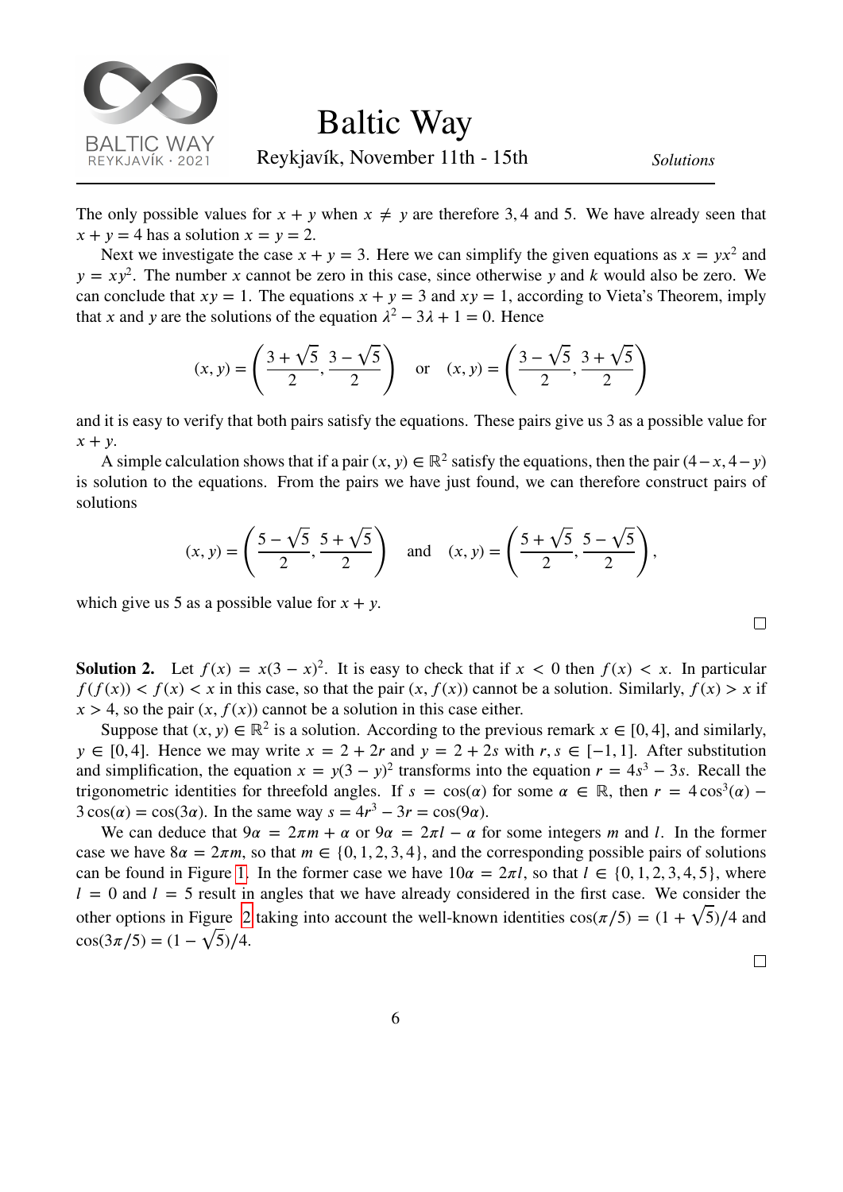The only possible values for $x + y$ when $x \neq y$ are therefore $3, 4$ and $5$. We have already seen that $x + y = 4$ has a solution $x = y = 2$.

Next we investigate the case $x + y = 3$. Here we can simplify the given equations as $x = yx^2$ and $y = xy^2$. The number $x$ cannot be zero in this case, since otherwise $y$ and $k$ would also be zero. We can conclude that $xy = 1$. The equations $x + y = 3$ and $xy = 1$, according to Vieta's Theorem, imply that $x$ and $y$ are the solutions of the equation $\lambda^2 - 3\lambda + 1 = 0$. Hence

$$(x, y) = \left(\frac{3+\sqrt{5}}{2}, \frac{3-\sqrt{5}}{2}\right) \quad \text{or} \quad (x, y) = \left(\frac{3-\sqrt{5}}{2}, \frac{3+\sqrt{5}}{2}\right)$$

and it is easy to verify that both pairs satisfy the equations. These pairs give us 3 as a possible value for $x + y$.

A simple calculation shows that if a pair $(x, y) \in \mathbb{R}^2$ satisfy the equations, then the pair $(4-x, 4-y)$ is solution to the equations. From the pairs we have just found, we can therefore construct pairs of solutions

$$(x, y) = \left(\frac{5-\sqrt{5}}{2}, \frac{5+\sqrt{5}}{2}\right) \quad \text{and} \quad (x, y) = \left(\frac{5+\sqrt{5}}{2}, \frac{5-\sqrt{5}}{2}\right),$$

which give us 5 as a possible value for $x + y$.

□

**Solution 2.** Let $f(x) = x(3-x)^2$. It is easy to check that if $x < 0$ then $f(x) < x$. In particular $f(f(x)) < f(x) < x$ in this case, so that the pair $(x, f(x))$ cannot be a solution. Similarly, $f(x) > x$ if $x > 4$, so the pair $(x, f(x))$ cannot be a solution in this case either.

Suppose that $(x, y) \in \mathbb{R}^2$ is a solution. According to the previous remark $x \in [0, 4]$, and similarly, $y \in [0, 4]$. Hence we may write $x = 2 + 2r$ and $y = 2 + 2s$ with $r, s \in [-1, 1]$. After substitution and simplification, the equation $x = y(3-y)^2$ transforms into the equation $r = 4s^3 - 3s$. Recall the trigonometric identities for threefold angles. If $s = \cos(\alpha)$ for some $\alpha \in \mathbb{R}$, then $r = 4\cos^3(\alpha) - 3\cos(\alpha) = \cos(3\alpha)$. In the same way $s = 4r^3 - 3r = \cos(9\alpha)$.

We can deduce that $9\alpha = 2\pi m + \alpha$ or $9\alpha = 2\pi l - \alpha$ for some integers $m$ and $l$. In the former case we have $8\alpha = 2\pi m$, so that $m \in \{0, 1, 2, 3, 4\}$, and the corresponding possible pairs of solutions can be found in Figure 1. In the former case we have $10\alpha = 2\pi l$, so that $l \in \{0, 1, 2, 3, 4, 5\}$, where $l = 0$ and $l = 5$ result in angles that we have already considered in the first case. We consider the other options in Figure 2 taking into account the well-known identities $\cos(\pi/5) = (1+\sqrt{5})/4$ and $\cos(3\pi/5) = (1-\sqrt{5})/4$.

□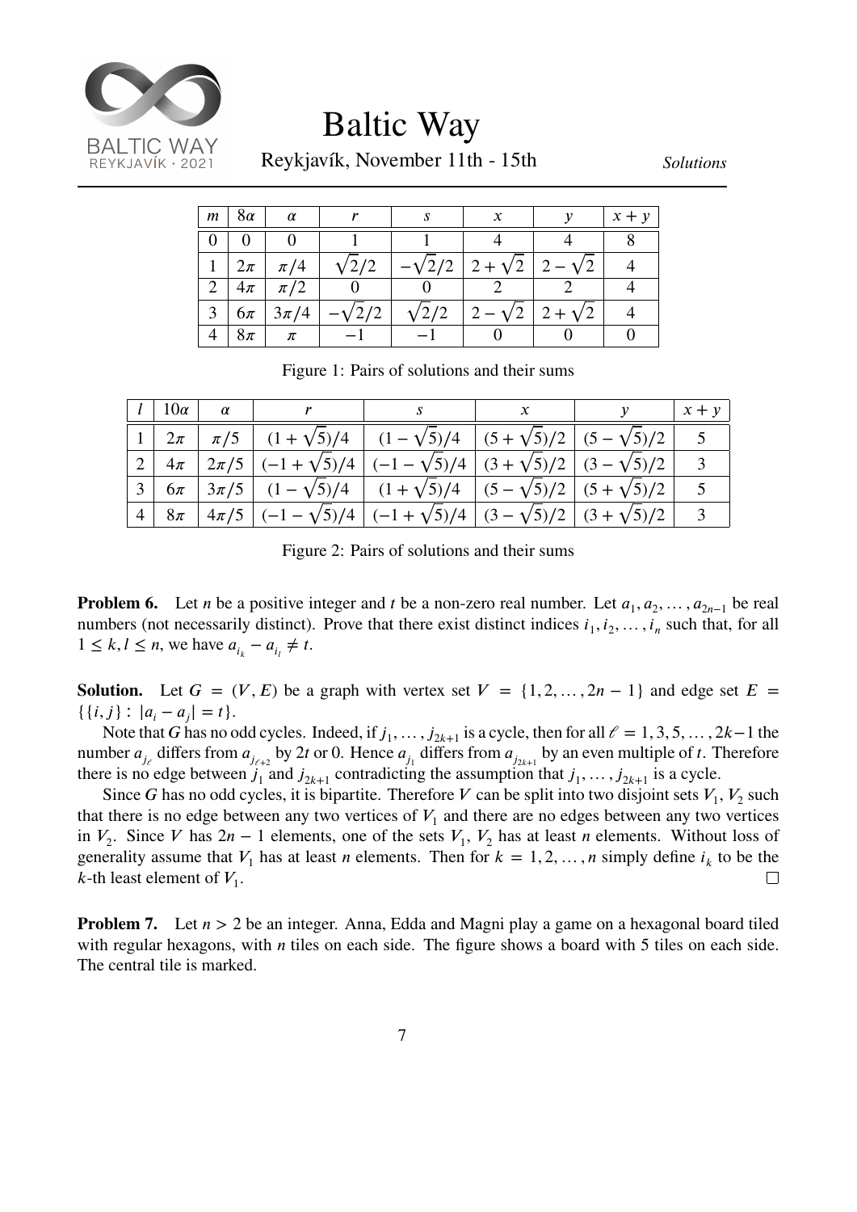| $m$ | $8\alpha$ | $\alpha$ | $r$ | $s$ | $x$ | $y$ | $x+y$ |
|---|---|---|---|---|---|---|---|
| 0 | 0 | 0 | 1 | 1 | 4 | 4 | 8 |
| 1 | $2\pi$ | $\pi/4$ | $\sqrt{2}/2$ | $-\sqrt{2}/2$ | $2+\sqrt{2}$ | $2-\sqrt{2}$ | 4 |
| 2 | $4\pi$ | $\pi/2$ | 0 | 0 | 2 | 2 | 4 |
| 3 | $6\pi$ | $3\pi/4$ | $-\sqrt{2}/2$ | $\sqrt{2}/2$ | $2-\sqrt{2}$ | $2+\sqrt{2}$ | 4 |
| 4 | $8\pi$ | $\pi$ | $-1$ | $-1$ | 0 | 0 | 0 |

Figure 1: Pairs of solutions and their sums

| $l$ | $10\alpha$ | $\alpha$ | $r$ | $s$ | $x$ | $y$ | $x+y$ |
|---|---|---|---|---|---|---|---|
| 1 | $2\pi$ | $\pi/5$ | $(1+\sqrt{5})/4$ | $(1-\sqrt{5})/4$ | $(5+\sqrt{5})/2$ | $(5-\sqrt{5})/2$ | 5 |
| 2 | $4\pi$ | $2\pi/5$ | $(-1+\sqrt{5})/4$ | $(-1-\sqrt{5})/4$ | $(3+\sqrt{5})/2$ | $(3-\sqrt{5})/2$ | 3 |
| 3 | $6\pi$ | $3\pi/5$ | $(1-\sqrt{5})/4$ | $(1+\sqrt{5})/4$ | $(5-\sqrt{5})/2$ | $(5+\sqrt{5})/2$ | 5 |
| 4 | $8\pi$ | $4\pi/5$ | $(-1-\sqrt{5})/4$ | $(-1+\sqrt{5})/4$ | $(3-\sqrt{5})/2$ | $(3+\sqrt{5})/2$ | 3 |

Figure 2: Pairs of solutions and their sums

**Problem 6.** Let $n$ be a positive integer and $t$ be a non-zero real number. Let $a_1, a_2, \ldots, a_{2n-1}$ be real numbers (not necessarily distinct). Prove that there exist distinct indices $i_1, i_2, \ldots, i_n$ such that, for all $1 \le k, l \le n$, we have $a_{i_k} - a_{i_l} \neq t$.

**Solution.** Let $G = (V, E)$ be a graph with vertex set $V = \{1, 2, \ldots, 2n-1\}$ and edge set $E = \{\{i, j\} : |a_i - a_j| = t\}$.

Note that $G$ has no odd cycles. Indeed, if $j_1, \ldots, j_{2k+1}$ is a cycle, then for all $\ell = 1, 3, 5, \ldots, 2k-1$ the number $a_{j_\ell}$ differs from $a_{j_{\ell+2}}$ by $2t$ or 0. Hence $a_{j_1}$ differs from $a_{j_{2k+1}}$ by an even multiple of $t$. Therefore there is no edge between $j_1$ and $j_{2k+1}$ contradicting the assumption that $j_1, \ldots, j_{2k+1}$ is a cycle.

Since $G$ has no odd cycles, it is bipartite. Therefore $V$ can be split into two disjoint sets $V_1, V_2$ such that there is no edge between any two vertices of $V_1$ and there are no edges between any two vertices in $V_2$. Since $V$ has $2n-1$ elements, one of the sets $V_1, V_2$ has at least $n$ elements. Without loss of generality assume that $V_1$ has at least $n$ elements. Then for $k = 1, 2, \ldots, n$ simply define $i_k$ to be the $k$-th least element of $V_1$. □

**Problem 7.** Let $n > 2$ be an integer. Anna, Edda and Magni play a game on a hexagonal board tiled with regular hexagons, with $n$ tiles on each side. The figure shows a board with 5 tiles on each side. The central tile is marked.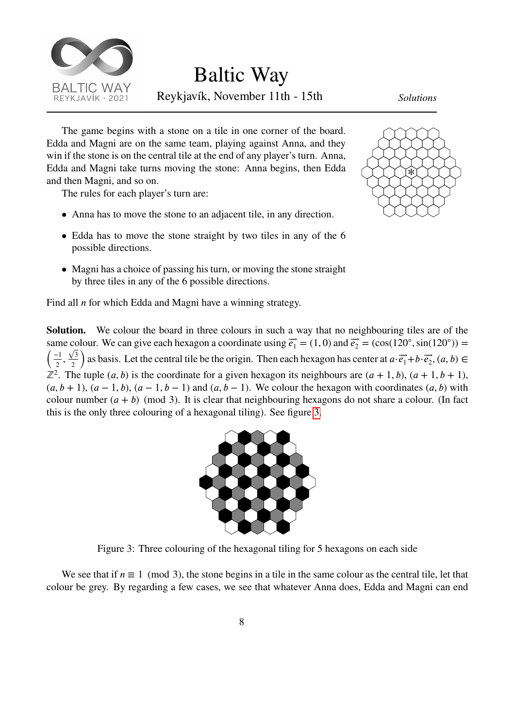The game begins with a stone on a tile in one corner of the board. Edda and Magni are on the same team, playing against Anna, and they win if the stone is on the central tile at the end of any player's turn. Anna, Edda and Magni take turns moving the stone: Anna begins, then Edda and then Magni, and so on.

The rules for each player's turn are:

- Anna has to move the stone to an adjacent tile, in any direction.
- Edda has to move the stone straight by two tiles in any of the 6 possible directions.
- Magni has a choice of passing his turn, or moving the stone straight by three tiles in any of the 6 possible directions.

Find all $n$ for which Edda and Magni have a winning strategy.

**Solution.** We colour the board in three colours in such a way that no neighbouring tiles are of the same colour. We can give each hexagon a coordinate using $\vec{e_1} = (1, 0)$ and $\vec{e_2} = (\cos(120°), \sin(120°)) = \left(\frac{-1}{2}, \frac{\sqrt{3}}{2}\right)$ as basis. Let the central tile be the origin. Then each hexagon has center at $a \cdot \vec{e_1} + b \cdot \vec{e_2}$, $(a, b) \in \mathbb{Z}^2$. The tuple $(a, b)$ is the coordinate for a given hexagon its neighbours are $(a + 1, b)$, $(a + 1, b + 1)$, $(a, b + 1)$, $(a - 1, b)$, $(a - 1, b - 1)$ and $(a, b - 1)$. We colour the hexagon with coordinates $(a, b)$ with colour number $(a + b) \pmod 3$. It is clear that neighbouring hexagons do not share a colour. (In fact this is the only three colouring of a hexagonal tiling). See figure 3.

Figure 3: Three colouring of the hexagonal tiling for 5 hexagons on each side

We see that if $n \equiv 1 \pmod 3$, the stone begins in a tile in the same colour as the central tile, let that colour be grey. By regarding a few cases, we see that whatever Anna does, Edda and Magni can end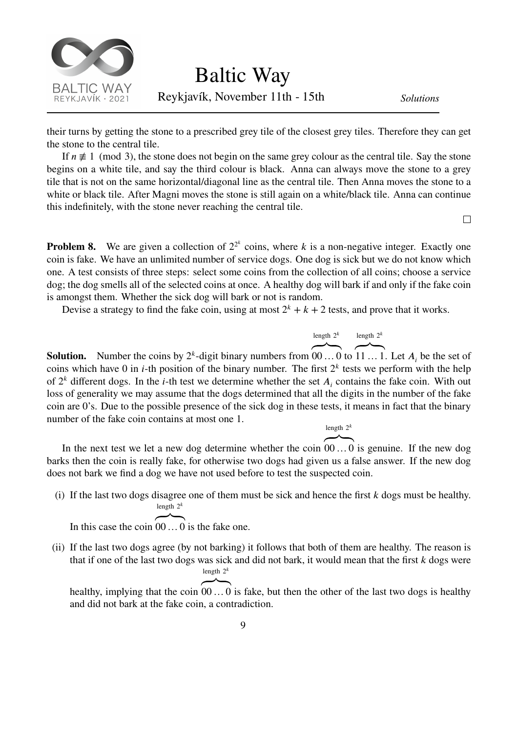their turns by getting the stone to a prescribed grey tile of the closest grey tiles. Therefore they can get the stone to the central tile.

If $n \not\equiv 1 \pmod 3$, the stone does not begin on the same grey colour as the central tile. Say the stone begins on a white tile, and say the third colour is black. Anna can always move the stone to a grey tile that is not on the same horizontal/diagonal line as the central tile. Then Anna moves the stone to a white or black tile. After Magni moves the stone is still again on a white/black tile. Anna can continue this indefinitely, with the stone never reaching the central tile.

$\square$

**Problem 8.** We are given a collection of $2^{2^k}$ coins, where $k$ is a non-negative integer. Exactly one coin is fake. We have an unlimited number of service dogs. One dog is sick but we do not know which one. A test consists of three steps: select some coins from the collection of all coins; choose a service dog; the dog smells all of the selected coins at once. A healthy dog will bark if and only if the fake coin is amongst them. Whether the sick dog will bark or not is random.

Devise a strategy to find the fake coin, using at most $2^k + k + 2$ tests, and prove that it works.

**Solution.** Number the coins by $2^k$-digit binary numbers from $\overbrace{00\ldots0}^{\text{length } 2^k}$ to $\overbrace{11\ldots1}^{\text{length } 2^k}$. Let $A_i$ be the set of coins which have 0 in $i$-th position of the binary number. The first $2^k$ tests we perform with the help of $2^k$ different dogs. In the $i$-th test we determine whether the set $A_i$ contains the fake coin. With out loss of generality we may assume that the dogs determined that all the digits in the number of the fake coin are 0's. Due to the possible presence of the sick dog in these tests, it means in fact that the binary number of the fake coin contains at most one 1.

In the next test we let a new dog determine whether the coin $\overbrace{00\ldots0}^{\text{length } 2^k}$ is genuine. If the new dog barks then the coin is really fake, for otherwise two dogs had given us a false answer. If the new dog does not bark we find a dog we have not used before to test the suspected coin.

(i) If the last two dogs disagree one of them must be sick and hence the first $k$ dogs must be healthy. In this case the coin $\overbrace{00\ldots0}^{\text{length } 2^k}$ is the fake one.

(ii) If the last two dogs agree (by not barking) it follows that both of them are healthy. The reason is that if one of the last two dogs was sick and did not bark, it would mean that the first $k$ dogs were healthy, implying that the coin $\overbrace{00\ldots0}^{\text{length } 2^k}$ is fake, but then the other of the last two dogs is healthy and did not bark at the fake coin, a contradiction.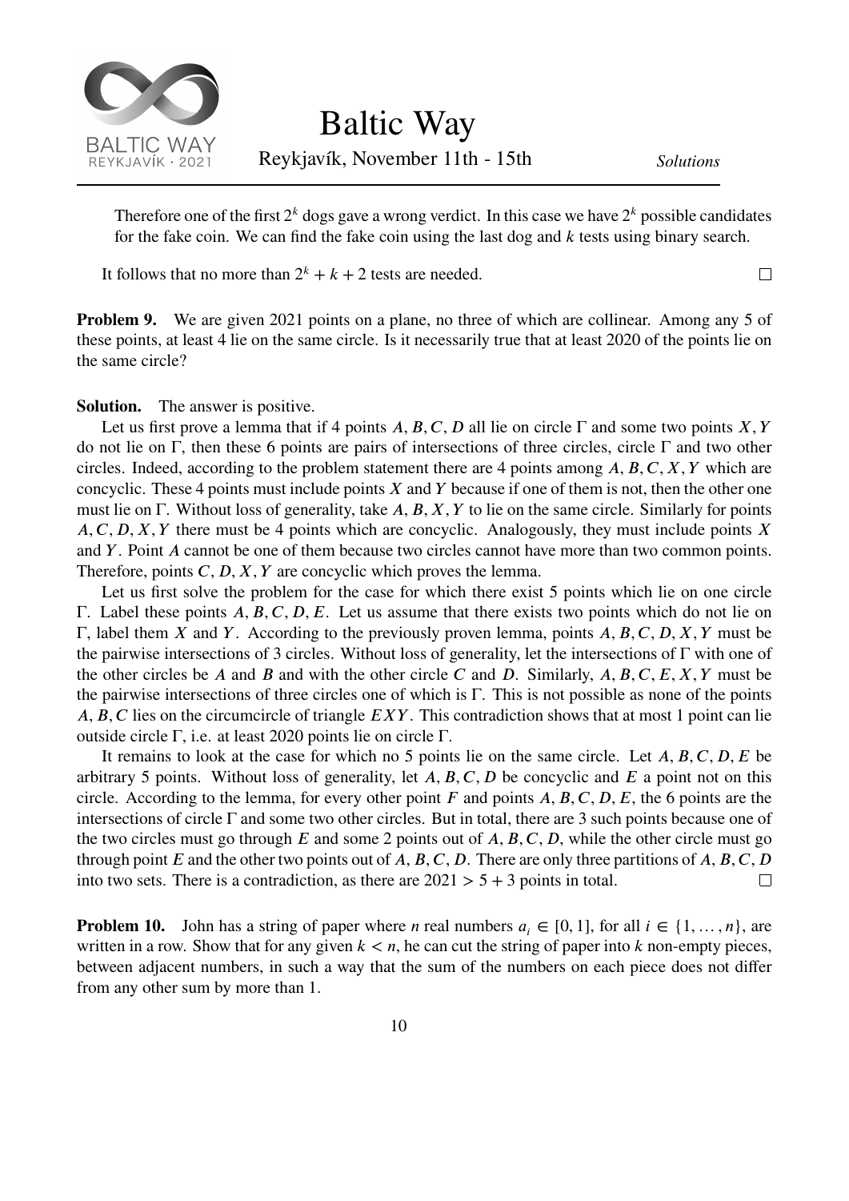Therefore one of the first $2^k$ dogs gave a wrong verdict. In this case we have $2^k$ possible candidates for the fake coin. We can find the fake coin using the last dog and $k$ tests using binary search.

It follows that no more than $2^k + k + 2$ tests are needed. $\square$

**Problem 9.** We are given 2021 points on a plane, no three of which are collinear. Among any 5 of these points, at least 4 lie on the same circle. Is it necessarily true that at least 2020 of the points lie on the same circle?

**Solution.** The answer is positive.

Let us first prove a lemma that if 4 points $A, B, C, D$ all lie on circle $\Gamma$ and some two points $X, Y$ do not lie on $\Gamma$, then these 6 points are pairs of intersections of three circles, circle $\Gamma$ and two other circles. Indeed, according to the problem statement there are 4 points among $A, B, C, X, Y$ which are concyclic. These 4 points must include points $X$ and $Y$ because if one of them is not, then the other one must lie on $\Gamma$. Without loss of generality, take $A, B, X, Y$ to lie on the same circle. Similarly for points $A, C, D, X, Y$ there must be 4 points which are concyclic. Analogously, they must include points $X$ and $Y$. Point $A$ cannot be one of them because two circles cannot have more than two common points. Therefore, points $C, D, X, Y$ are concyclic which proves the lemma.

Let us first solve the problem for the case for which there exist 5 points which lie on one circle $\Gamma$. Label these points $A, B, C, D, E$. Let us assume that there exists two points which do not lie on $\Gamma$, label them $X$ and $Y$. According to the previously proven lemma, points $A, B, C, D, X, Y$ must be the pairwise intersections of 3 circles. Without loss of generality, let the intersections of $\Gamma$ with one of the other circles be $A$ and $B$ and with the other circle $C$ and $D$. Similarly, $A, B, C, E, X, Y$ must be the pairwise intersections of three circles one of which is $\Gamma$. This is not possible as none of the points $A, B, C$ lies on the circumcircle of triangle $EXY$. This contradiction shows that at most 1 point can lie outside circle $\Gamma$, i.e. at least 2020 points lie on circle $\Gamma$.

It remains to look at the case for which no 5 points lie on the same circle. Let $A, B, C, D, E$ be arbitrary 5 points. Without loss of generality, let $A, B, C, D$ be concyclic and $E$ a point not on this circle. According to the lemma, for every other point $F$ and points $A, B, C, D, E$, the 6 points are the intersections of circle $\Gamma$ and some two other circles. But in total, there are 3 such points because one of the two circles must go through $E$ and some 2 points out of $A, B, C, D$, while the other circle must go through point $E$ and the other two points out of $A, B, C, D$. There are only three partitions of $A, B, C, D$ into two sets. There is a contradiction, as there are $2021 > 5 + 3$ points in total. $\square$

**Problem 10.** John has a string of paper where $n$ real numbers $a_i \in [0, 1]$, for all $i \in \{1, \ldots, n\}$, are written in a row. Show that for any given $k < n$, he can cut the string of paper into $k$ non-empty pieces, between adjacent numbers, in such a way that the sum of the numbers on each piece does not differ from any other sum by more than 1.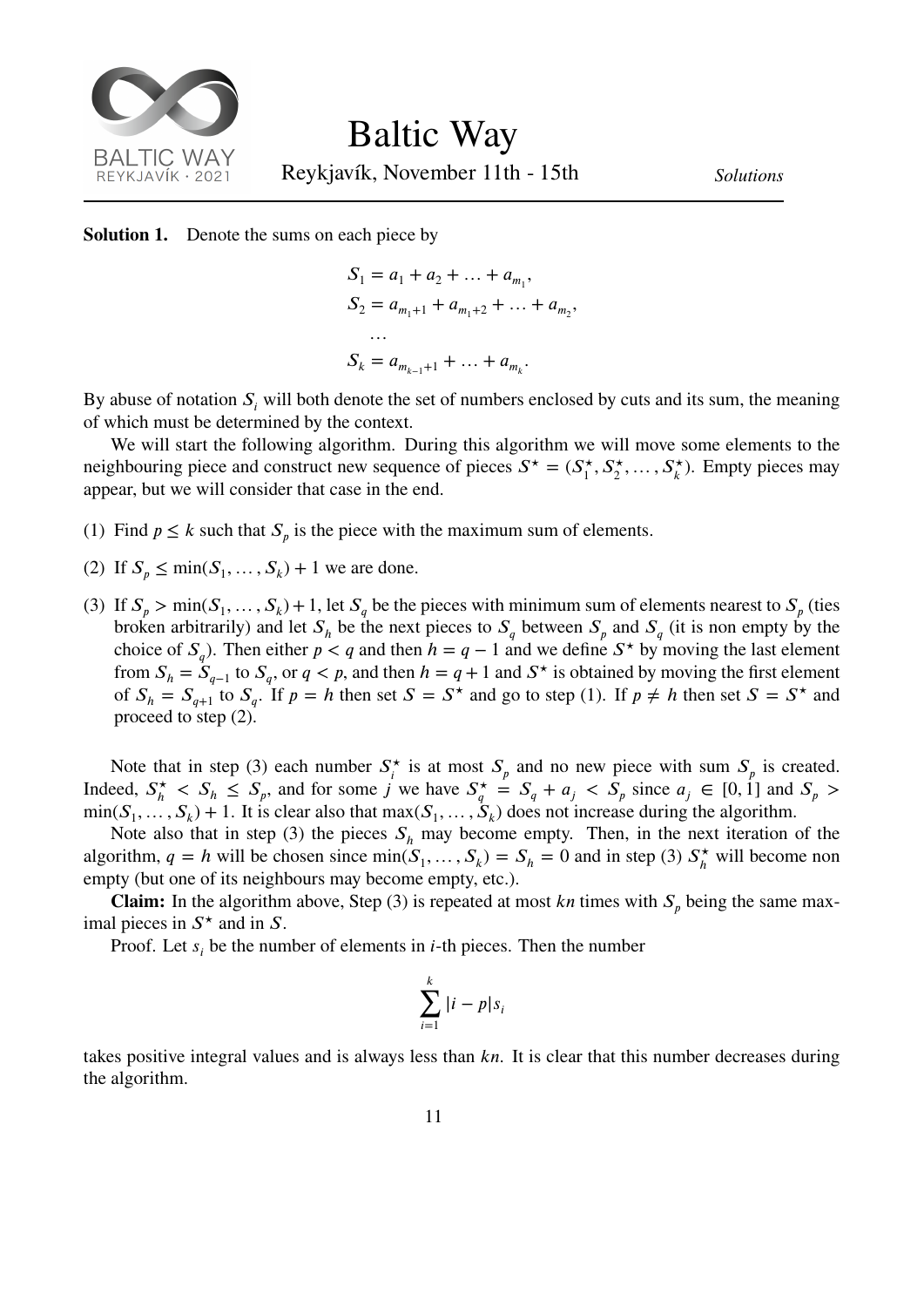**Solution 1.** Denote the sums on each piece by

$$
\begin{aligned}
S_1 &= a_1 + a_2 + \ldots + a_{m_1}, \\
S_2 &= a_{m_1+1} + a_{m_1+2} + \ldots + a_{m_2}, \\
&\ldots \\
S_k &= a_{m_{k-1}+1} + \ldots + a_{m_k}.
\end{aligned}
$$

By abuse of notation $S_i$ will both denote the set of numbers enclosed by cuts and its sum, the meaning of which must be determined by the context.

We will start the following algorithm. During this algorithm we will move some elements to the neighbouring piece and construct new sequence of pieces $S^\star = (S_1^\star, S_2^\star, \ldots, S_k^\star)$. Empty pieces may appear, but we will consider that case in the end.

(1) Find $p \leq k$ such that $S_p$ is the piece with the maximum sum of elements.

(2) If $S_p \leq \min(S_1, \ldots, S_k) + 1$ we are done.

(3) If $S_p > \min(S_1, \ldots, S_k) + 1$, let $S_q$ be the pieces with minimum sum of elements nearest to $S_p$ (ties broken arbitrarily) and let $S_h$ be the next pieces to $S_q$ between $S_p$ and $S_q$ (it is non empty by the choice of $S_q$). Then either $p < q$ and then $h = q - 1$ and we define $S^\star$ by moving the last element from $S_h = S_{q-1}$ to $S_q$, or $q < p$, and then $h = q + 1$ and $S^\star$ is obtained by moving the first element of $S_h = S_{q+1}$ to $S_q$. If $p = h$ then set $S = S^\star$ and go to step (1). If $p \neq h$ then set $S = S^\star$ and proceed to step (2).

Note that in step (3) each number $S_i^\star$ is at most $S_p$ and no new piece with sum $S_p$ is created. Indeed, $S_h^\star < S_h \leq S_p$, and for some $j$ we have $S_q^\star = S_q + a_j < S_p$ since $a_j \in [0, 1]$ and $S_p > \min(S_1, \ldots, S_k) + 1$. It is clear also that $\max(S_1, \ldots, S_k)$ does not increase during the algorithm.

Note also that in step (3) the pieces $S_h$ may become empty. Then, in the next iteration of the algorithm, $q = h$ will be chosen since $\min(S_1, \ldots, S_k) = S_h = 0$ and in step (3) $S_h^\star$ will become non empty (but one of its neighbours may become empty, etc.).

**Claim:** In the algorithm above, Step (3) is repeated at most $kn$ times with $S_p$ being the same maximal pieces in $S^\star$ and in $S$.

Proof. Let $s_i$ be the number of elements in $i$-th pieces. Then the number

$$
\sum_{i=1}^{k} |i - p| s_i
$$

takes positive integral values and is always less than $kn$. It is clear that this number decreases during the algorithm.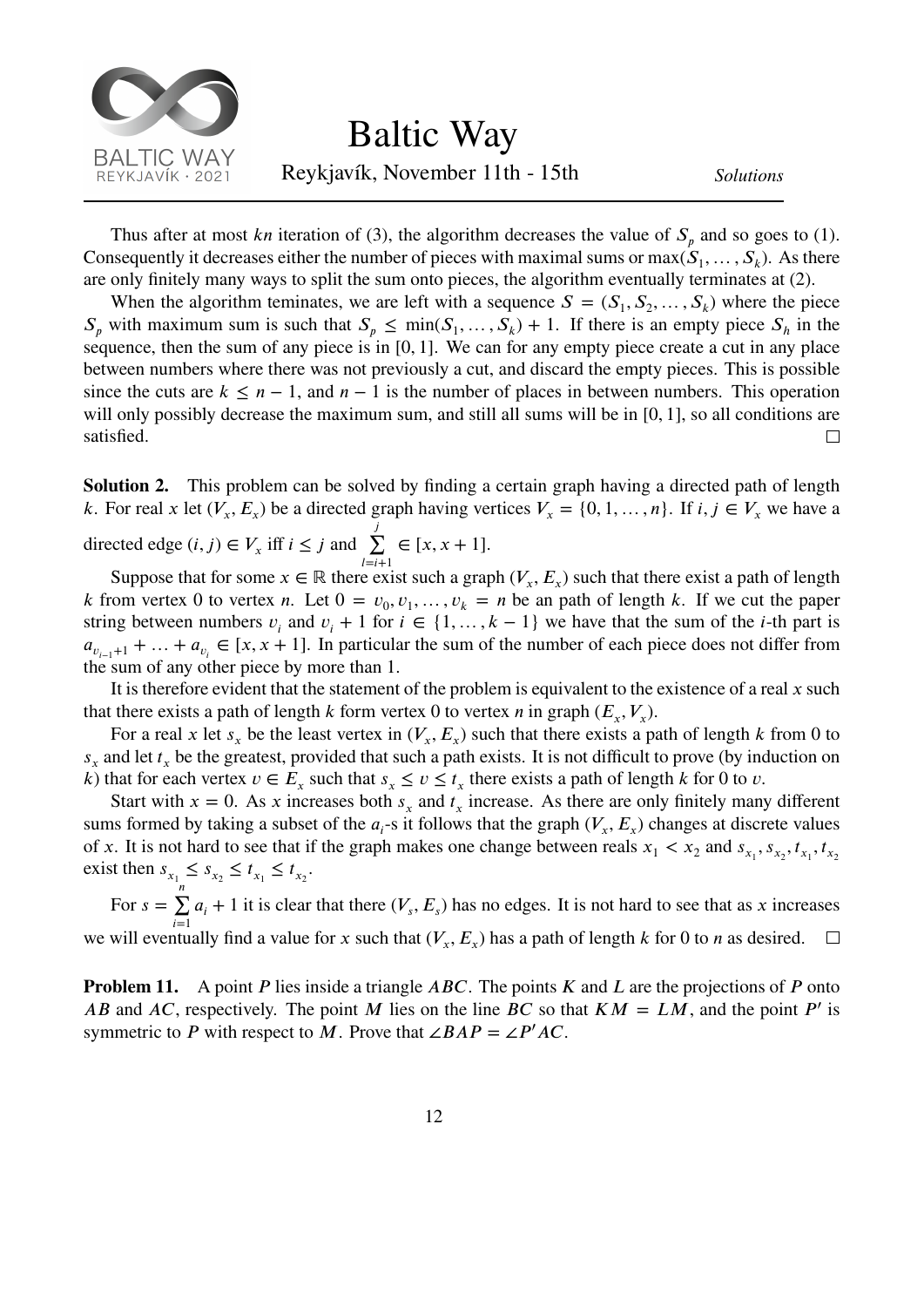Thus after at most $kn$ iteration of (3), the algorithm decreases the value of $S_p$ and so goes to (1). Consequently it decreases either the number of pieces with maximal sums or $\max(S_1, \dots, S_k)$. As there are only finitely many ways to split the sum onto pieces, the algorithm eventually terminates at (2).

When the algorithm teminates, we are left with a sequence $S = (S_1, S_2, \dots, S_k)$ where the piece $S_p$ with maximum sum is such that $S_p \leq \min(S_1, \dots, S_k) + 1$. If there is an empty piece $S_h$ in the sequence, then the sum of any piece is in $[0, 1]$. We can for any empty piece create a cut in any place between numbers where there was not previously a cut, and discard the empty pieces. This is possible since the cuts are $k \leq n - 1$, and $n - 1$ is the number of places in between numbers. This operation will only possibly decrease the maximum sum, and still all sums will be in $[0, 1]$, so all conditions are satisfied. □

**Solution 2.** This problem can be solved by finding a certain graph having a directed path of length $k$. For real $x$ let $(V_x, E_x)$ be a directed graph having vertices $V_x = \{0, 1, \dots, n\}$. If $i, j \in V_x$ we have a directed edge $(i, j) \in V_x$ iff $i \leq j$ and $\sum_{l=i+1}^{j} \in [x, x + 1]$.

Suppose that for some $x \in \mathbb{R}$ there exist such a graph $(V_x, E_x)$ such that there exist a path of length $k$ from vertex 0 to vertex $n$. Let $0 = v_0, v_1, \dots, v_k = n$ be an path of length $k$. If we cut the paper string between numbers $v_i$ and $v_i + 1$ for $i \in \{1, \dots, k - 1\}$ we have that the sum of the $i$-th part is $a_{v_{i-1}+1} + \dots + a_{v_i} \in [x, x + 1]$. In particular the sum of the number of each piece does not differ from the sum of any other piece by more than 1.

It is therefore evident that the statement of the problem is equivalent to the existence of a real $x$ such that there exists a path of length $k$ form vertex 0 to vertex $n$ in graph $(E_x, V_x)$.

For a real $x$ let $s_x$ be the least vertex in $(V_x, E_x)$ such that there exists a path of length $k$ from 0 to $s_x$ and let $t_x$ be the greatest, provided that such a path exists. It is not difficult to prove (by induction on $k$) that for each vertex $v \in E_x$ such that $s_x \leq v \leq t_x$ there exists a path of length $k$ for 0 to $v$.

Start with $x = 0$. As $x$ increases both $s_x$ and $t_x$ increase. As there are only finitely many different sums formed by taking a subset of the $a_i$-s it follows that the graph $(V_x, E_x)$ changes at discrete values of $x$. It is not hard to see that if the graph makes one change between reals $x_1 < x_2$ and $s_{x_1}, s_{x_2}, t_{x_1}, t_{x_2}$ exist then $s_{x_1} \leq s_{x_2} \leq t_{x_1} \leq t_{x_2}$.

For $s = \sum_{i=1}^{n} a_i + 1$ it is clear that there $(V_s, E_s)$ has no edges. It is not hard to see that as $x$ increases we will eventually find a value for $x$ such that $(V_x, E_x)$ has a path of length $k$ for 0 to $n$ as desired. □

**Problem 11.** A point $P$ lies inside a triangle $ABC$. The points $K$ and $L$ are the projections of $P$ onto $AB$ and $AC$, respectively. The point $M$ lies on the line $BC$ so that $KM = LM$, and the point $P'$ is symmetric to $P$ with respect to $M$. Prove that $\angle BAP = \angle P'AC$.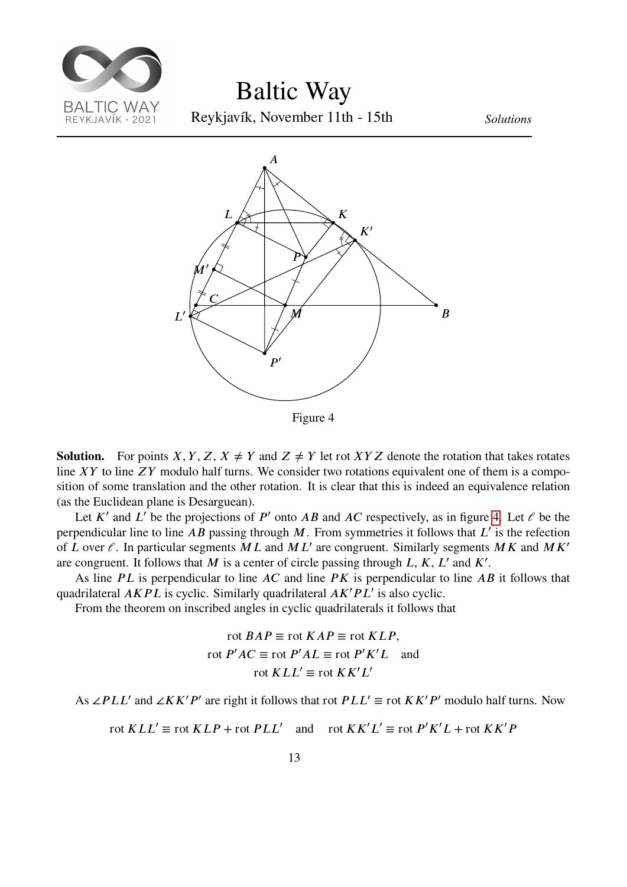Figure 4

**Solution.** For points $X, Y, Z$, $X \neq Y$ and $Z \neq Y$ let rot $XYZ$ denote the rotation that takes rotates line $XY$ to line $ZY$ modulo half turns. We consider two rotations equivalent one of them is a composition of some translation and the other rotation. It is clear that this is indeed an equivalence relation (as the Euclidean plane is Desarguean).

Let $K'$ and $L'$ be the projections of $P'$ onto $AB$ and $AC$ respectively, as in figure 4. Let $\ell$ be the perpendicular line to line $AB$ passing through $M$. From symmetries it follows that $L'$ is the refection of $L$ over $\ell$. In particular segments $ML$ and $ML'$ are congruent. Similarly segments $MK$ and $MK'$ are congruent. It follows that $M$ is a center of circle passing through $L$, $K$, $L'$ and $K'$.

As line $PL$ is perpendicular to line $AC$ and line $PK$ is perpendicular to line $AB$ it follows that quadrilateral $AKPL$ is cyclic. Similarly quadrilateral $AK'P'L'$ is also cyclic.

From the theorem on inscribed angles in cyclic quadrilaterals it follows that

$$\text{rot } BAP \equiv \text{rot } KAP \equiv \text{rot } KLP,$$
$$\text{rot } P'AC \equiv \text{rot } P'AL \equiv \text{rot } P'K'L \quad \text{and}$$
$$\text{rot } KLL' \equiv \text{rot } KK'L'$$

As $\angle PLL'$ and $\angle KK'P'$ are right it follows that rot $PLL' \equiv$ rot $KK'P'$ modulo half turns. Now

$$\text{rot } KLL' \equiv \text{rot } KLP + \text{rot } PLL' \quad \text{and} \quad \text{rot } KK'L' \equiv \text{rot } P'K'L + \text{rot } KK'P$$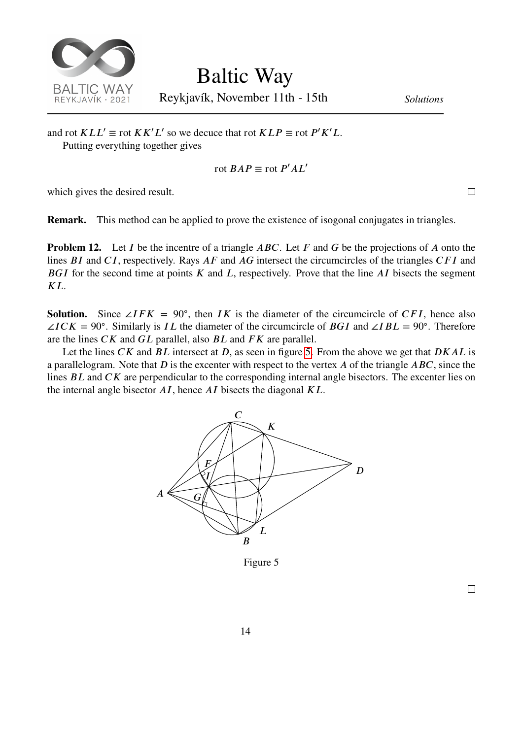and rot $KLL' \equiv$ rot $KK'L'$ so we deduce that rot $KLP \equiv$ rot $P'K'L$.

Putting everything together gives

$$\text{rot } BAP \equiv \text{rot } P'AL'$$

which gives the desired result. □

**Remark.** This method can be applied to prove the existence of isogonal conjugates in triangles.

**Problem 12.** Let $I$ be the incentre of a triangle $ABC$. Let $F$ and $G$ be the projections of $A$ onto the lines $BI$ and $CI$, respectively. Rays $AF$ and $AG$ intersect the circumcircles of the triangles $CFI$ and $BGI$ for the second time at points $K$ and $L$, respectively. Prove that the line $AI$ bisects the segment $KL$.

**Solution.** Since $\angle IFK = 90°$, then $IK$ is the diameter of the circumcircle of $CFI$, hence also $\angle ICK = 90°$. Similarly is $IL$ the diameter of the circumcircle of $BGI$ and $\angle IBL = 90°$. Therefore are the lines $CK$ and $GL$ parallel, also $BL$ and $FK$ are parallel.

Let the lines $CK$ and $BL$ intersect at $D$, as seen in figure 5. From the above we get that $DKAL$ is a parallelogram. Note that $D$ is the excenter with respect to the vertex $A$ of the triangle $ABC$, since the lines $BL$ and $CK$ are perpendicular to the corresponding internal angle bisectors. The excenter lies on the internal angle bisector $AI$, hence $AI$ bisects the diagonal $KL$.

Figure 5

□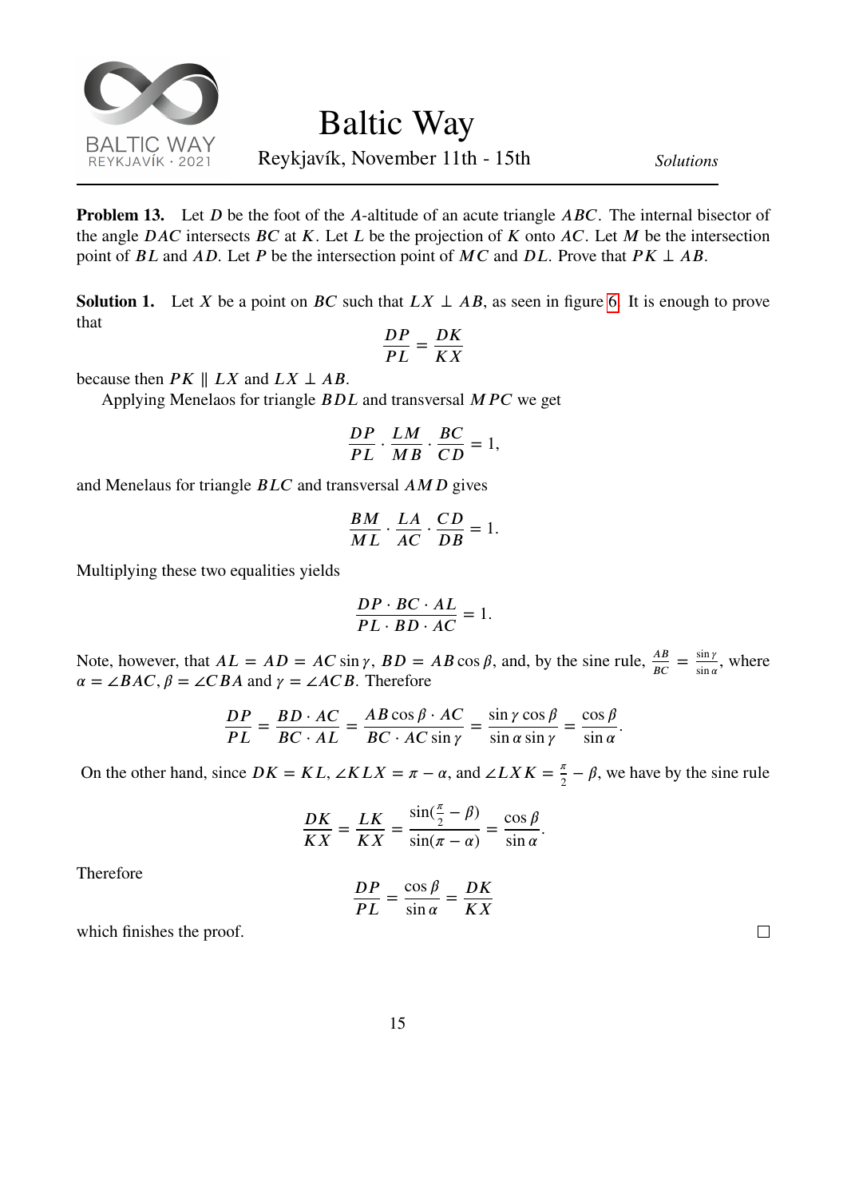**Problem 13.** Let $D$ be the foot of the $A$-altitude of an acute triangle $ABC$. The internal bisector of the angle $DAC$ intersects $BC$ at $K$. Let $L$ be the projection of $K$ onto $AC$. Let $M$ be the intersection point of $BL$ and $AD$. Let $P$ be the intersection point of $MC$ and $DL$. Prove that $PK \perp AB$.

**Solution 1.** Let $X$ be a point on $BC$ such that $LX \perp AB$, as seen in figure 6. It is enough to prove that

$$\frac{DP}{PL} = \frac{DK}{KX}$$

because then $PK \parallel LX$ and $LX \perp AB$.

Applying Menelaos for triangle $BDL$ and transversal $MPC$ we get

$$\frac{DP}{PL} \cdot \frac{LM}{MB} \cdot \frac{BC}{CD} = 1,$$

and Menelaus for triangle $BLC$ and transversal $AMD$ gives

$$\frac{BM}{ML} \cdot \frac{LA}{AC} \cdot \frac{CD}{DB} = 1.$$

Multiplying these two equalities yields

$$\frac{DP \cdot BC \cdot AL}{PL \cdot BD \cdot AC} = 1.$$

Note, however, that $AL = AD = AC \sin\gamma$, $BD = AB\cos\beta$, and, by the sine rule, $\frac{AB}{BC} = \frac{\sin\gamma}{\sin\alpha}$, where $\alpha = \angle BAC, \beta = \angle CBA$ and $\gamma = \angle ACB$. Therefore

$$\frac{DP}{PL} = \frac{BD \cdot AC}{BC \cdot AL} = \frac{AB\cos\beta \cdot AC}{BC \cdot AC\sin\gamma} = \frac{\sin\gamma\cos\beta}{\sin\alpha\sin\gamma} = \frac{\cos\beta}{\sin\alpha}.$$

On the other hand, since $DK = KL$, $\angle KLX = \pi - \alpha$, and $\angle LXK = \frac{\pi}{2} - \beta$, we have by the sine rule

$$\frac{DK}{KX} = \frac{LK}{KX} = \frac{\sin(\frac{\pi}{2} - \beta)}{\sin(\pi - \alpha)} = \frac{\cos\beta}{\sin\alpha}.$$

Therefore

$$\frac{DP}{PL} = \frac{\cos\beta}{\sin\alpha} = \frac{DK}{KX}$$

which finishes the proof. □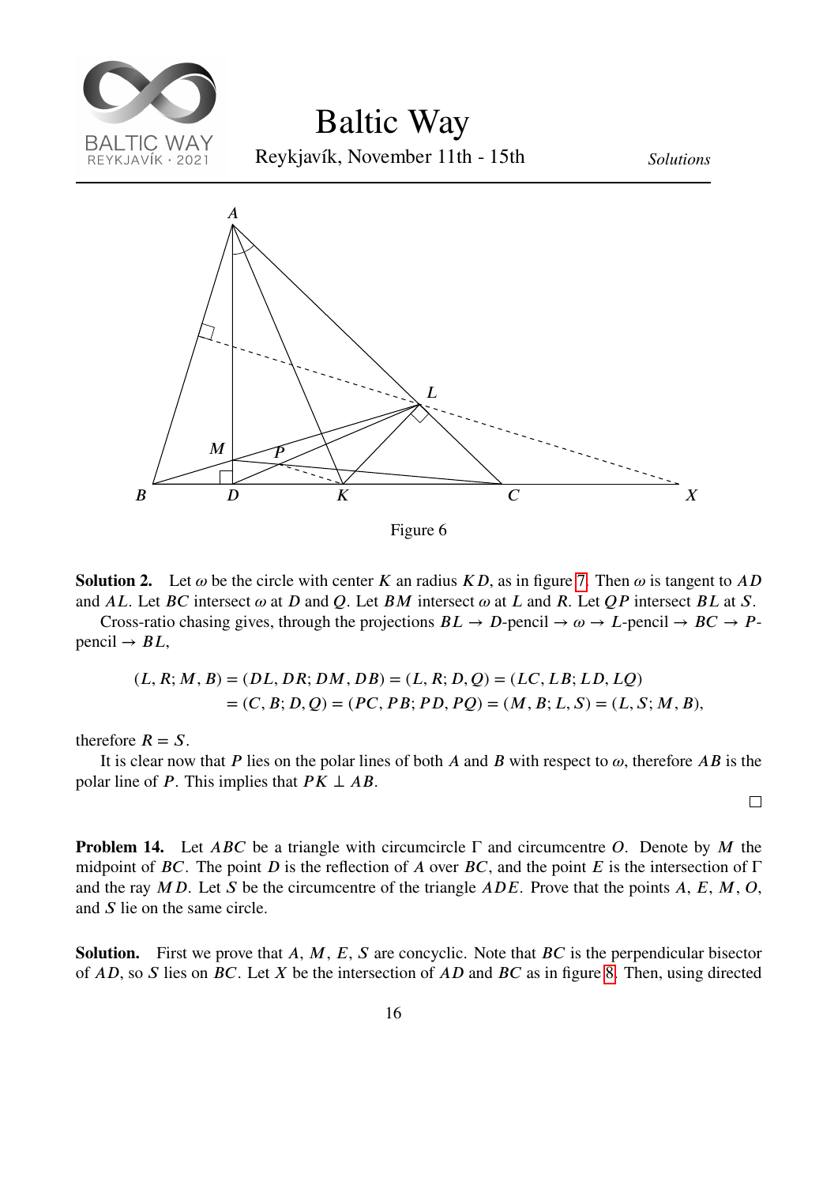Figure 6

**Solution 2.** Let $\omega$ be the circle with center $K$ an radius $KD$, as in figure 7. Then $\omega$ is tangent to $AD$ and $AL$. Let $BC$ intersect $\omega$ at $D$ and $Q$. Let $BM$ intersect $\omega$ at $L$ and $R$. Let $QP$ intersect $BL$ at $S$.

Cross-ratio chasing gives, through the projections $BL \to D$-pencil $\to \omega \to L$-pencil $\to BC \to P$-pencil $\to BL$,

$$
\begin{aligned}
(L, R; M, B) &= (DL, DR; DM, DB) = (L, R; D, Q) = (LC, LB; LD, LQ) \\
&= (C, B; D, Q) = (PC, PB; PD, PQ) = (M, B; L, S) = (L, S; M, B),
\end{aligned}
$$

therefore $R = S$.

It is clear now that $P$ lies on the polar lines of both $A$ and $B$ with respect to $\omega$, therefore $AB$ is the polar line of $P$. This implies that $PK \perp AB$.

□

**Problem 14.** Let $ABC$ be a triangle with circumcircle $\Gamma$ and circumcentre $O$. Denote by $M$ the midpoint of $BC$. The point $D$ is the reflection of $A$ over $BC$, and the point $E$ is the intersection of $\Gamma$ and the ray $MD$. Let $S$ be the circumcentre of the triangle $ADE$. Prove that the points $A$, $E$, $M$, $O$, and $S$ lie on the same circle.

**Solution.** First we prove that $A$, $M$, $E$, $S$ are concyclic. Note that $BC$ is the perpendicular bisector of $AD$, so $S$ lies on $BC$. Let $X$ be the intersection of $AD$ and $BC$ as in figure 8. Then, using directed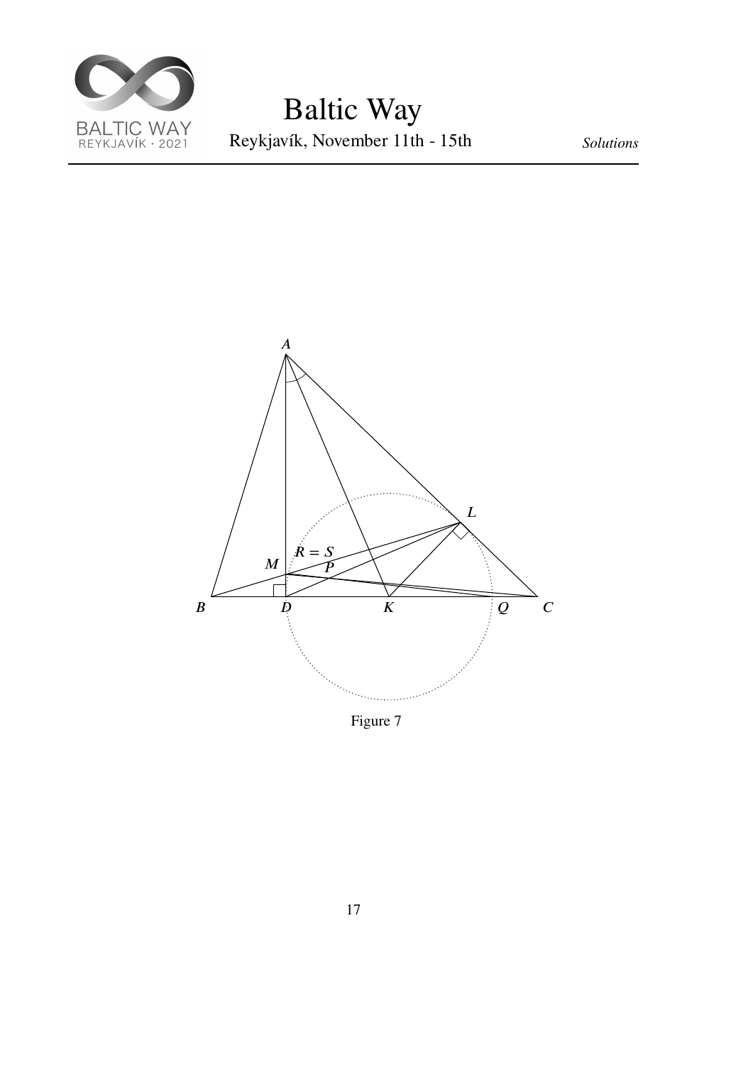Figure 7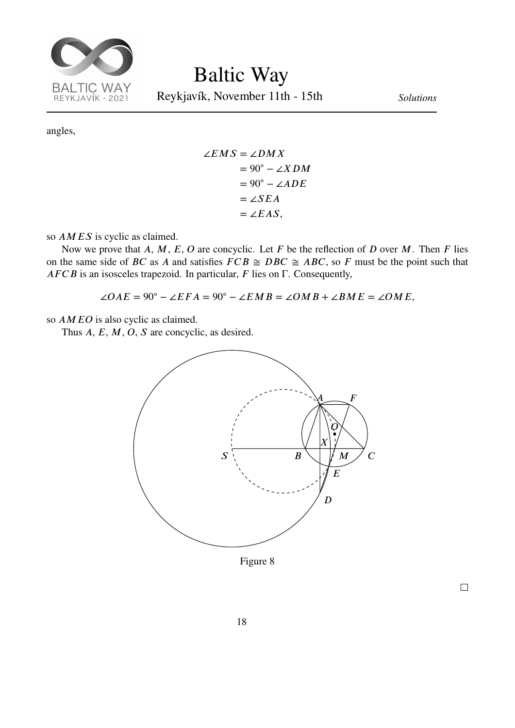angles,

$$
\begin{aligned}
\angle EMS &= \angle DMX \\
&= 90^\circ - \angle XDM \\
&= 90^\circ - \angle ADE \\
&= \angle SEA \\
&= \angle EAS,
\end{aligned}
$$

so $AMES$ is cyclic as claimed.

Now we prove that $A$, $M$, $E$, $O$ are concyclic. Let $F$ be the reflection of $D$ over $M$. Then $F$ lies on the same side of $BC$ as $A$ and satisfies $FCB \cong DBC \cong ABC$, so $F$ must be the point such that $AFCB$ is an isosceles trapezoid. In particular, $F$ lies on $\Gamma$. Consequently,

$$\angle OAE = 90^\circ - \angle EFA = 90^\circ - \angle EMB = \angle OMB + \angle BME = \angle OME,$$

so $AMEO$ is also cyclic as claimed.

Thus $A$, $E$, $M$, $O$, $S$ are concyclic, as desired.

Figure 8

□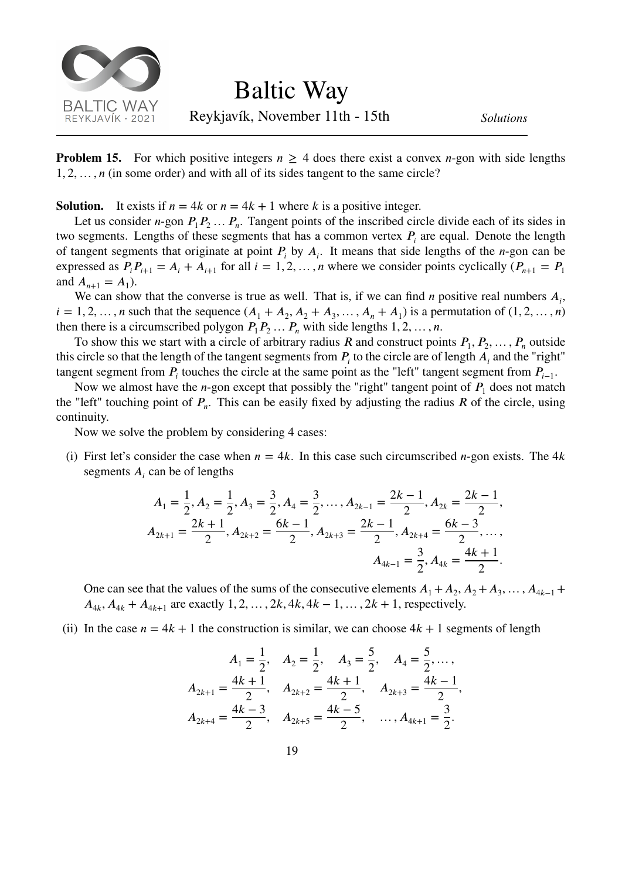**Problem 15.** For which positive integers $n \geq 4$ does there exist a convex $n$-gon with side lengths $1, 2, \dots, n$ (in some order) and with all of its sides tangent to the same circle?

**Solution.** It exists if $n = 4k$ or $n = 4k + 1$ where $k$ is a positive integer.

Let us consider $n$-gon $P_1 P_2 \dots P_n$. Tangent points of the inscribed circle divide each of its sides in two segments. Lengths of these segments that has a common vertex $P_i$ are equal. Denote the length of tangent segments that originate at point $P_i$ by $A_i$. It means that side lengths of the $n$-gon can be expressed as $P_i P_{i+1} = A_i + A_{i+1}$ for all $i = 1, 2, \dots, n$ where we consider points cyclically ($P_{n+1} = P_1$ and $A_{n+1} = A_1$).

We can show that the converse is true as well. That is, if we can find $n$ positive real numbers $A_i$, $i = 1, 2, \dots, n$ such that the sequence $(A_1 + A_2, A_2 + A_3, \dots, A_n + A_1)$ is a permutation of $(1, 2, \dots, n)$ then there is a circumscribed polygon $P_1 P_2 \dots P_n$ with side lengths $1, 2, \dots, n$.

To show this we start with a circle of arbitrary radius $R$ and construct points $P_1, P_2, \dots, P_n$ outside this circle so that the length of the tangent segments from $P_i$ to the circle are of length $A_i$ and the "right" tangent segment from $P_i$ touches the circle at the same point as the "left" tangent segment from $P_{i-1}$.

Now we almost have the $n$-gon except that possibly the "right" tangent point of $P_1$ does not match the "left" touching point of $P_n$. This can be easily fixed by adjusting the radius $R$ of the circle, using continuity.

Now we solve the problem by considering 4 cases:

(i) First let's consider the case when $n = 4k$. In this case such circumscribed $n$-gon exists. The $4k$ segments $A_i$ can be of lengths

$$A_1 = \frac{1}{2}, A_2 = \frac{1}{2}, A_3 = \frac{3}{2}, A_4 = \frac{3}{2}, \dots, A_{2k-1} = \frac{2k-1}{2}, A_{2k} = \frac{2k-1}{2},$$
$$A_{2k+1} = \frac{2k+1}{2}, A_{2k+2} = \frac{6k-1}{2}, A_{2k+3} = \frac{2k-1}{2}, A_{2k+4} = \frac{6k-3}{2}, \dots,$$
$$A_{4k-1} = \frac{3}{2}, A_{4k} = \frac{4k+1}{2}.$$

One can see that the values of the sums of the consecutive elements $A_1 + A_2, A_2 + A_3, \dots, A_{4k-1} + A_{4k}, A_{4k} + A_{4k+1}$ are exactly $1, 2, \dots, 2k, 4k, 4k-1, \dots, 2k+1$, respectively.

(ii) In the case $n = 4k + 1$ the construction is similar, we can choose $4k + 1$ segments of length

$$A_1 = \frac{1}{2}, \quad A_2 = \frac{1}{2}, \quad A_3 = \frac{5}{2}, \quad A_4 = \frac{5}{2}, \dots,$$
$$A_{2k+1} = \frac{4k+1}{2}, \quad A_{2k+2} = \frac{4k+1}{2}, \quad A_{2k+3} = \frac{4k-1}{2},$$
$$A_{2k+4} = \frac{4k-3}{2}, \quad A_{2k+5} = \frac{4k-5}{2}, \quad \dots, A_{4k+1} = \frac{3}{2}.$$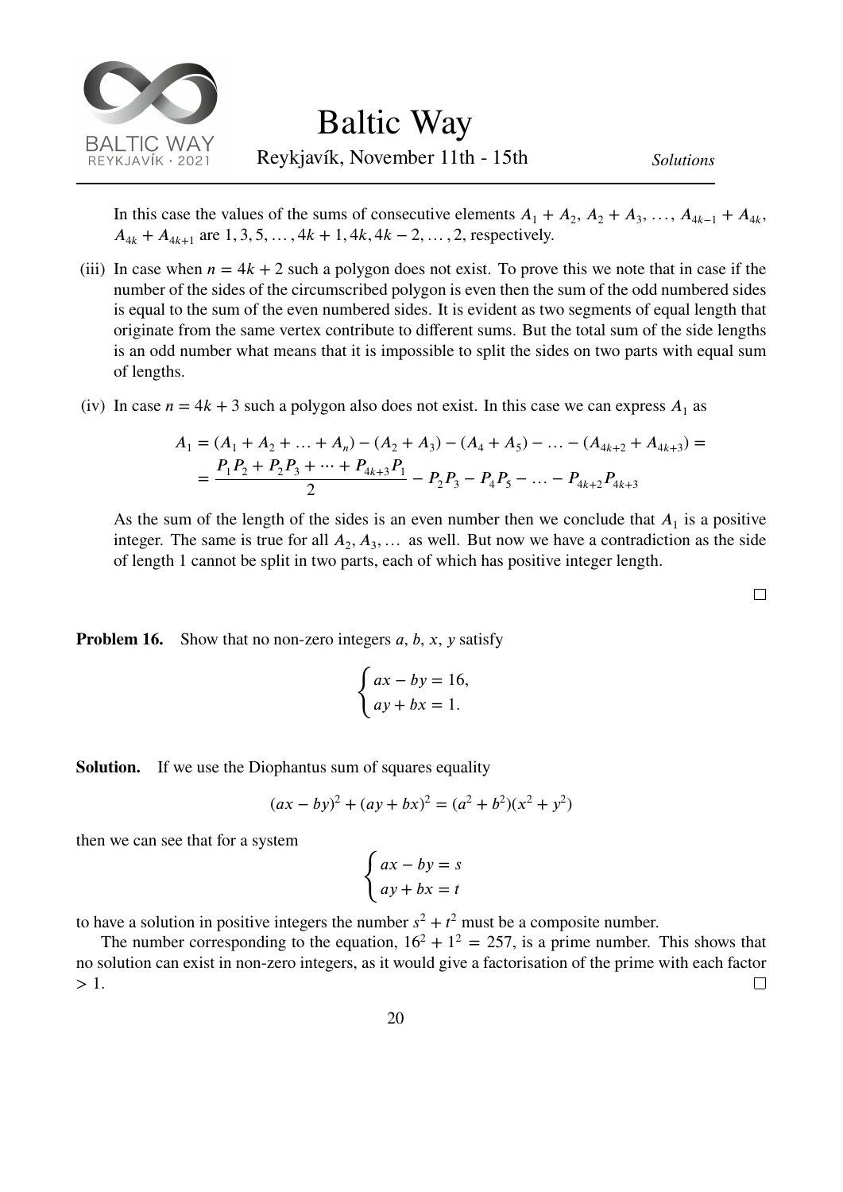In this case the values of the sums of consecutive elements $A_1 + A_2$, $A_2 + A_3$, $\ldots$, $A_{4k-1} + A_{4k}$, $A_{4k} + A_{4k+1}$ are $1, 3, 5, \ldots, 4k+1, 4k, 4k-2, \ldots, 2$, respectively.

(iii) In case when $n = 4k + 2$ such a polygon does not exist. To prove this we note that in case if the number of the sides of the circumscribed polygon is even then the sum of the odd numbered sides is equal to the sum of the even numbered sides. It is evident as two segments of equal length that originate from the same vertex contribute to different sums. But the total sum of the side lengths is an odd number what means that it is impossible to split the sides on two parts with equal sum of lengths.

(iv) In case $n = 4k + 3$ such a polygon also does not exist. In this case we can express $A_1$ as

$$
\begin{aligned}
A_1 &= (A_1 + A_2 + \ldots + A_n) - (A_2 + A_3) - (A_4 + A_5) - \ldots - (A_{4k+2} + A_{4k+3}) = \\
&= \frac{P_1P_2 + P_2P_3 + \cdots + P_{4k+3}P_1}{2} - P_2P_3 - P_4P_5 - \ldots - P_{4k+2}P_{4k+3}
\end{aligned}
$$

As the sum of the length of the sides is an even number then we conclude that $A_1$ is a positive integer. The same is true for all $A_2, A_3, \ldots$ as well. But now we have a contradiction as the side of length 1 cannot be split in two parts, each of which has positive integer length.

□

**Problem 16.** Show that no non-zero integers $a$, $b$, $x$, $y$ satisfy

$$
\begin{cases} ax - by = 16, \\ ay + bx = 1. \end{cases}
$$

**Solution.** If we use the Diophantus sum of squares equality

$$
(ax - by)^2 + (ay + bx)^2 = (a^2 + b^2)(x^2 + y^2)
$$

then we can see that for a system

$$
\begin{cases} ax - by = s \\ ay + bx = t \end{cases}
$$

to have a solution in positive integers the number $s^2 + t^2$ must be a composite number.

The number corresponding to the equation, $16^2 + 1^2 = 257$, is a prime number. This shows that no solution can exist in non-zero integers, as it would give a factorisation of the prime with each factor $> 1$.

□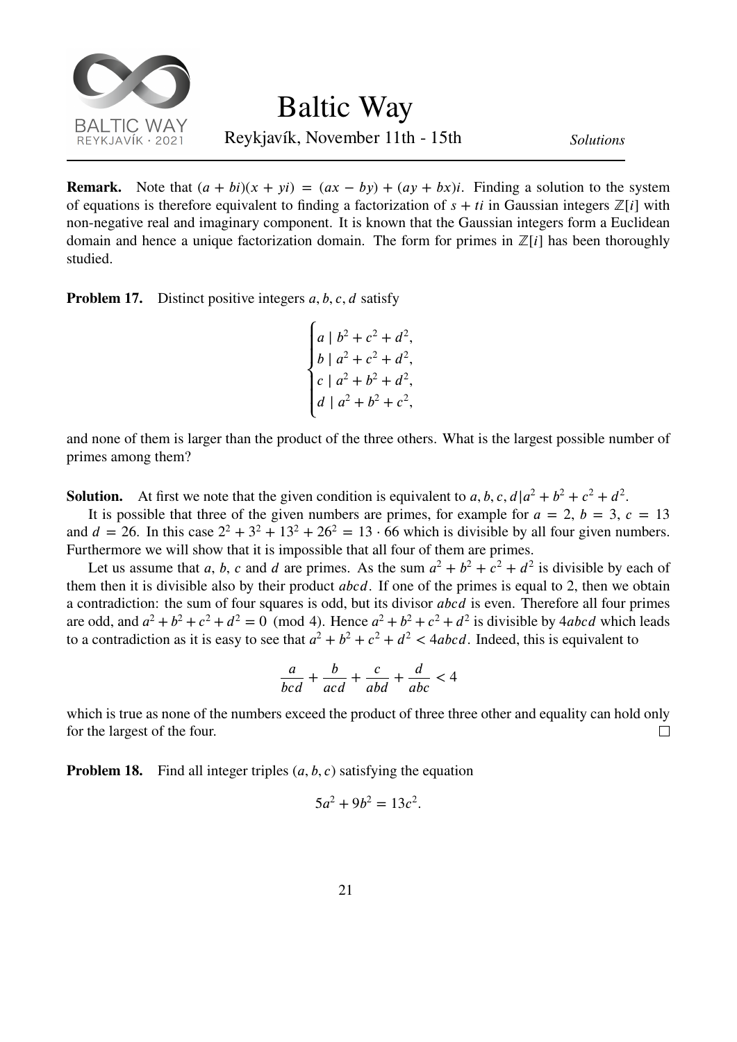**Remark.** Note that $(a + bi)(x + yi) = (ax - by) + (ay + bx)i$. Finding a solution to the system of equations is therefore equivalent to finding a factorization of $s + ti$ in Gaussian integers $\mathbb{Z}[i]$ with non-negative real and imaginary component. It is known that the Gaussian integers form a Euclidean domain and hence a unique factorization domain. The form for primes in $\mathbb{Z}[i]$ has been thoroughly studied.

**Problem 17.** Distinct positive integers $a, b, c, d$ satisfy

$$\begin{cases} a \mid b^2 + c^2 + d^2, \\ b \mid a^2 + c^2 + d^2, \\ c \mid a^2 + b^2 + d^2, \\ d \mid a^2 + b^2 + c^2, \end{cases}$$

and none of them is larger than the product of the three others. What is the largest possible number of primes among them?

**Solution.** At first we note that the given condition is equivalent to $a, b, c, d | a^2 + b^2 + c^2 + d^2$.

It is possible that three of the given numbers are primes, for example for $a = 2$, $b = 3$, $c = 13$ and $d = 26$. In this case $2^2 + 3^2 + 13^2 + 26^2 = 13 \cdot 66$ which is divisible by all four given numbers. Furthermore we will show that it is impossible that all four of them are primes.

Let us assume that $a$, $b$, $c$ and $d$ are primes. As the sum $a^2 + b^2 + c^2 + d^2$ is divisible by each of them then it is divisible also by their product $abcd$. If one of the primes is equal to 2, then we obtain a contradiction: the sum of four squares is odd, but its divisor $abcd$ is even. Therefore all four primes are odd, and $a^2 + b^2 + c^2 + d^2 = 0 \pmod 4$. Hence $a^2 + b^2 + c^2 + d^2$ is divisible by $4abcd$ which leads to a contradiction as it is easy to see that $a^2 + b^2 + c^2 + d^2 < 4abcd$. Indeed, this is equivalent to

$$\frac{a}{bcd} + \frac{b}{acd} + \frac{c}{abd} + \frac{d}{abc} < 4$$

which is true as none of the numbers exceed the product of three three other and equality can hold only for the largest of the four. $\square$

**Problem 18.** Find all integer triples $(a, b, c)$ satisfying the equation

$$5a^2 + 9b^2 = 13c^2.$$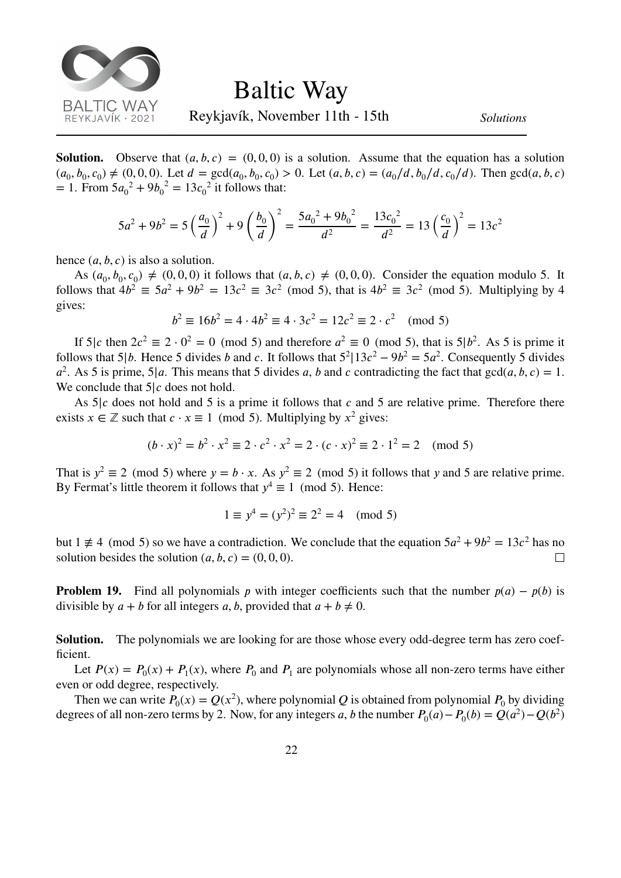**Solution.** Observe that $(a, b, c) = (0, 0, 0)$ is a solution. Assume that the equation has a solution $(a_0, b_0, c_0) \neq (0, 0, 0)$. Let $d = \gcd(a_0, b_0, c_0) > 0$. Let $(a, b, c) = (a_0/d, b_0/d, c_0/d)$. Then $\gcd(a, b, c) = 1$. From $5{a_0}^2 + 9{b_0}^2 = 13{c_0}^2$ it follows that:

$$5a^2 + 9b^2 = 5\left(\frac{a_0}{d}\right)^2 + 9\left(\frac{b_0}{d}\right)^2 = \frac{5{a_0}^2 + 9{b_0}^2}{d^2} = \frac{13{c_0}^2}{d^2} = 13\left(\frac{c_0}{d}\right)^2 = 13c^2$$

hence $(a, b, c)$ is also a solution.

As $(a_0, b_0, c_0) \neq (0, 0, 0)$ it follows that $(a, b, c) \neq (0, 0, 0)$. Consider the equation modulo 5. It follows that $4b^2 \equiv 5a^2 + 9b^2 = 13c^2 \equiv 3c^2 \pmod 5$, that is $4b^2 \equiv 3c^2 \pmod 5$. Multiplying by 4 gives:

$$b^2 \equiv 16b^2 = 4 \cdot 4b^2 \equiv 4 \cdot 3c^2 = 12c^2 \equiv 2 \cdot c^2 \pmod 5$$

If $5|c$ then $2c^2 \equiv 2 \cdot 0^2 = 0 \pmod 5$ and therefore $a^2 \equiv 0 \pmod 5$, that is $5|b^2$. As 5 is prime it follows that $5|b$. Hence 5 divides $b$ and $c$. It follows that $5^2|13c^2 - 9b^2 = 5a^2$. Consequently 5 divides $a^2$. As 5 is prime, $5|a$. This means that 5 divides $a$, $b$ and $c$ contradicting the fact that $\gcd(a, b, c) = 1$. We conclude that $5|c$ does not hold.

As $5|c$ does not hold and 5 is a prime it follows that $c$ and 5 are relative prime. Therefore there exists $x \in \mathbb{Z}$ such that $c \cdot x \equiv 1 \pmod 5$. Multiplying by $x^2$ gives:

$$(b \cdot x)^2 = b^2 \cdot x^2 \equiv 2 \cdot c^2 \cdot x^2 = 2 \cdot (c \cdot x)^2 \equiv 2 \cdot 1^2 = 2 \pmod 5$$

That is $y^2 \equiv 2 \pmod 5$ where $y = b \cdot x$. As $y^2 \equiv 2 \pmod 5$ it follows that $y$ and 5 are relative prime. By Fermat's little theorem it follows that $y^4 \equiv 1 \pmod 5$. Hence:

$$1 \equiv y^4 = (y^2)^2 \equiv 2^2 = 4 \pmod 5$$

but $1 \not\equiv 4 \pmod 5$ so we have a contradiction. We conclude that the equation $5a^2 + 9b^2 = 13c^2$ has no solution besides the solution $(a, b, c) = (0, 0, 0)$. $\square$

**Problem 19.** Find all polynomials $p$ with integer coefficients such that the number $p(a) - p(b)$ is divisible by $a + b$ for all integers $a, b$, provided that $a + b \neq 0$.

**Solution.** The polynomials we are looking for are those whose every odd-degree term has zero coefficient.

Let $P(x) = P_0(x) + P_1(x)$, where $P_0$ and $P_1$ are polynomials whose all non-zero terms have either even or odd degree, respectively.

Then we can write $P_0(x) = Q(x^2)$, where polynomial $Q$ is obtained from polynomial $P_0$ by dividing degrees of all non-zero terms by 2. Now, for any integers $a, b$ the number $P_0(a) - P_0(b) = Q(a^2) - Q(b^2)$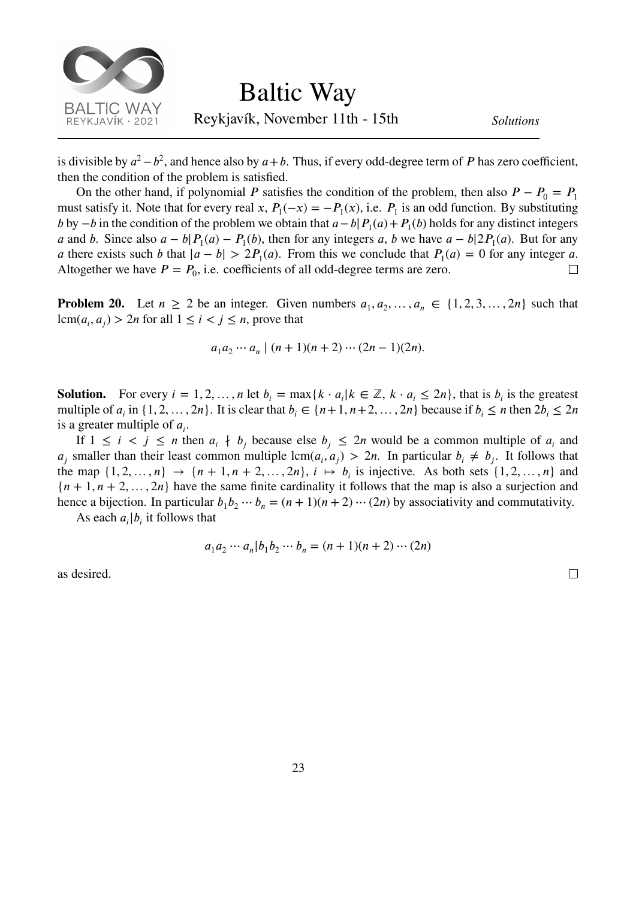is divisible by $a^2 - b^2$, and hence also by $a + b$. Thus, if every odd-degree term of $P$ has zero coefficient, then the condition of the problem is satisfied.

On the other hand, if polynomial $P$ satisfies the condition of the problem, then also $P - P_0 = P_1$ must satisfy it. Note that for every real $x$, $P_1(-x) = -P_1(x)$, i.e. $P_1$ is an odd function. By substituting $b$ by $-b$ in the condition of the problem we obtain that $a - b | P_1(a) + P_1(b)$ holds for any distinct integers $a$ and $b$. Since also $a - b | P_1(a) - P_1(b)$, then for any integers $a$, $b$ we have $a - b | 2P_1(a)$. But for any $a$ there exists such $b$ that $|a - b| > 2P_1(a)$. From this we conclude that $P_1(a) = 0$ for any integer $a$. Altogether we have $P = P_0$, i.e. coefficients of all odd-degree terms are zero. □

**Problem 20.** Let $n \geq 2$ be an integer. Given numbers $a_1, a_2, \ldots, a_n \in \{1, 2, 3, \ldots, 2n\}$ such that $\operatorname{lcm}(a_i, a_j) > 2n$ for all $1 \leq i < j \leq n$, prove that

$$a_1 a_2 \cdots a_n \mid (n+1)(n+2) \cdots (2n-1)(2n).$$

**Solution.** For every $i = 1, 2, \ldots, n$ let $b_i = \max\{k \cdot a_i | k \in \mathbb{Z}, k \cdot a_i \leq 2n\}$, that is $b_i$ is the greatest multiple of $a_i$ in $\{1, 2, \ldots, 2n\}$. It is clear that $b_i \in \{n+1, n+2, \ldots, 2n\}$ because if $b_i \leq n$ then $2b_i \leq 2n$ is a greater multiple of $a_i$.

If $1 \leq i < j \leq n$ then $a_i \nmid b_j$ because else $b_j \leq 2n$ would be a common multiple of $a_i$ and $a_j$ smaller than their least common multiple $\operatorname{lcm}(a_i, a_j) > 2n$. In particular $b_i \neq b_j$. It follows that the map $\{1, 2, \ldots, n\} \to \{n+1, n+2, \ldots, 2n\}$, $i \mapsto b_i$ is injective. As both sets $\{1, 2, \ldots, n\}$ and $\{n+1, n+2, \ldots, 2n\}$ have the same finite cardinality it follows that the map is also a surjection and hence a bijection. In particular $b_1 b_2 \cdots b_n = (n+1)(n+2) \cdots (2n)$ by associativity and commutativity.

As each $a_i | b_i$ it follows that

$$a_1 a_2 \cdots a_n | b_1 b_2 \cdots b_n = (n+1)(n+2) \cdots (2n)$$

as desired. □